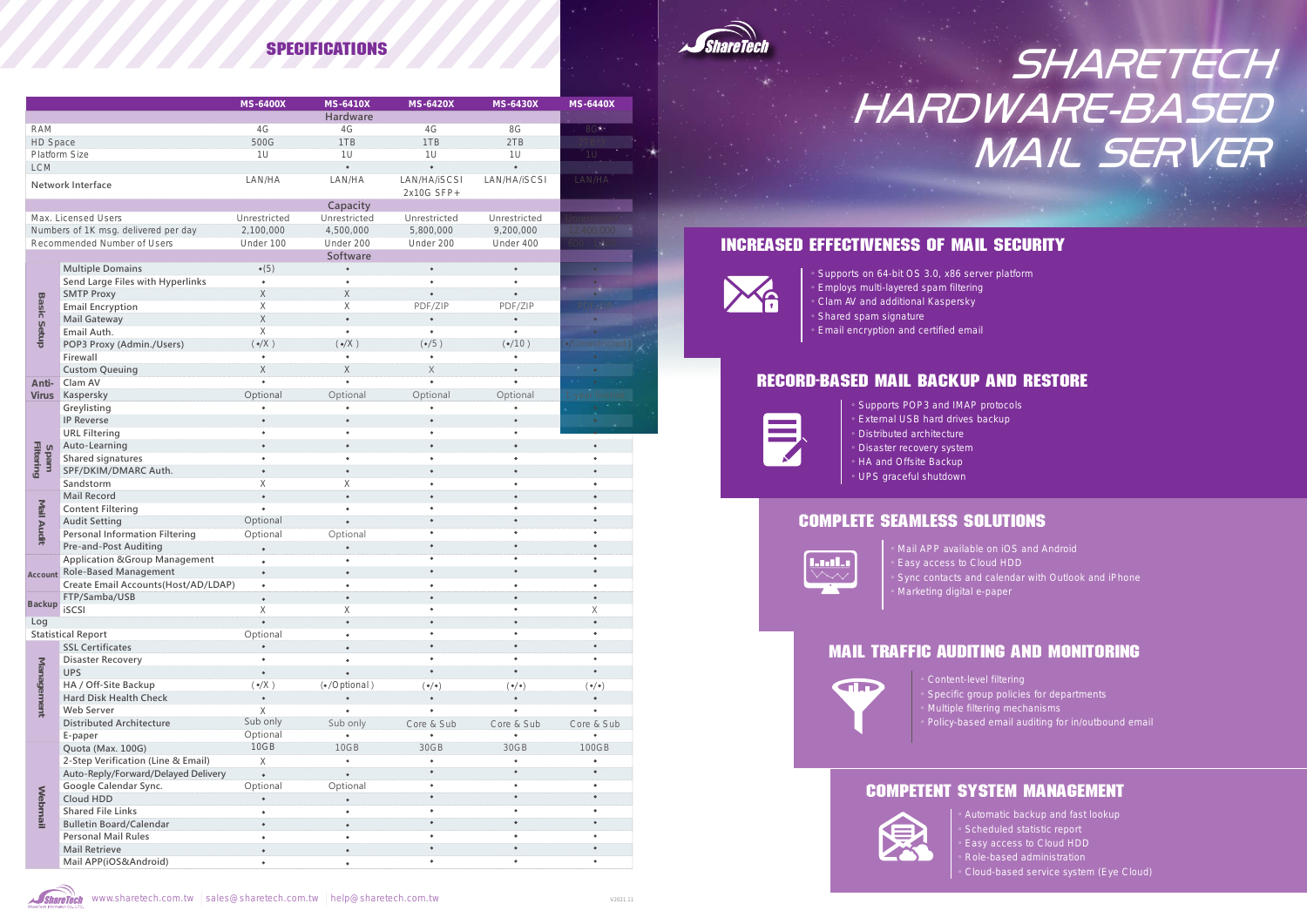# SHARETECH HARDWARE-BASED MAIL SERVER

## SPECIFICATIONS

| | | MS-6400X | MS-6410X | MS-6420X | MS-6430X | MS-6440X |
|---|---|---|---|---|---|---|
| **Hardware** | | | | | | |
| RAM | | 4G | 4G | 4G | 8G | 8G |
| HD Space | | 500G | 1TB | 1TB | 2TB | 2TB*2 |
| Platform Size | | 1U | 1U | 1U | 1U | 1U |
| LCM | | | • | • | • | |
| Network Interface | | LAN/HA | LAN/HA | LAN/HA/iSCSI 2x10G SFP+ | LAN/HA/iSCSI | LAN/HA |
| **Capacity** | | | | | | |
| Max. Licensed Users | | Unrestricted | Unrestricted | Unrestricted | Unrestricted | Unrestricted |
| Numbers of 1K msg. delivered per day | | 2,100,000 | 4,500,000 | 5,800,000 | 9,200,000 | 12,400,000 |
| Recommended Number of Users | | Under 100 | Under 200 | Under 200 | Under 400 | 600 ~ 1K |
| **Software** | | | | | | |
| Basic Setup | Multiple Domains | •(5) | • | • | • | • |
| | Send Large Files with Hyperlinks | • | • | • | • | • |
| | SMTP Proxy | X | X | • | • | • |
| | Email Encryption | X | X | PDF/ZIP | PDF/ZIP | PDF/ZIP |
| | Mail Gateway | X | • | • | • | • |
| | Email Auth. | X | • | • | • | • |
| | POP3 Proxy (Admin./Users) | (•/X) | (•/X) | (•/5) | (•/10) | (•/Unrestricted) |
| | Firewall | • | • | • | • | • |
| | Custom Queuing | X | X | X | • | • |
| Anti-Virus | Clam AV | • | • | • | • | • |
| | Kaspersky | Optional | Optional | Optional | Optional | Optional |
| Spam Filtering | Greylisting | • | • | • | • | • |
| | IP Reverse | • | • | • | • | • |
| | URL Filtering | • | • | • | • | • |
| | Auto-Learning | • | • | • | • | • |
| | Shared signatures | • | • | • | • | • |
| | SPF/DKIM/DMARC Auth. | • | • | • | • | • |
| | Sandstorm | X | X | • | • | • |
| Mail Audit | Mail Record | • | • | • | • | • |
| | Content Filtering | • | • | • | • | • |
| | Audit Setting | Optional | • | • | • | • |
| | Personal Information Filtering | Optional | Optional | • | • | • |
| | Pre-and-Post Auditing | • | • | • | • | • |
| Account | Application &Group Management | • | • | • | • | • |
| | Role-Based Management | • | • | • | • | • |
| | Create Email Accounts(Host/AD/LDAP) | • | • | • | • | • |
| Backup | FTP/Samba/USB | • | • | • | • | • |
| | iSCSI | X | X | • | • | X |
| Log | | • | • | • | • | • |
| Statistical Report | | Optional | • | • | • | • |
| Management | SSL Certificates | • | • | • | • | • |
| | Disaster Recovery | • | • | • | • | • |
| | UPS | • | • | • | • | • |
| | HA / Off-Site Backup | (•/X) | (•/Optional) | (•/•) | (•/•) | (•/•) |
| | Hard Disk Health Check | • | • | • | • | • |
| | Web Server | X | • | • | • | • |
| | Distributed Architecture | Sub only | Sub only | Core & Sub | Core & Sub | Core & Sub |
| | E-paper | Optional | • | • | • | • |
| Webmail | Quota (Max. 100G) | 10GB | 10GB | 30GB | 30GB | 100GB |
| | 2-Step Verification (Line & Email) | X | • | • | • | • |
| | Auto-Reply/Forward/Delayed Delivery | • | • | • | • | • |
| | Google Calendar Sync. | Optional | Optional | • | • | • |
| | Cloud HDD | • | • | • | • | • |
| | Shared File Links | • | • | • | • | • |
| | Bulletin Board/Calendar | • | • | • | • | • |
| | Personal Mail Rules | • | • | • | • | • |
| | Mail Retrieve | • | • | • | • | • |
| | Mail APP(iOS&Android) | • | • | • | • | • |

## INCREASED EFFECTIVENESS OF MAIL SECURITY

- Supports on 64-bit OS 3.0, x86 server platform
- Employs multi-layered spam filtering
- Clam AV and additional Kaspersky
- Shared spam signature
- Email encryption and certified email

## RECORD-BASED MAIL BACKUP AND RESTORE

- Supports POP3 and IMAP protocols
- External USB hard drives backup
- Distributed architecture
- Disaster recovery system
- HA and Offsite Backup
- UPS graceful shutdown

## COMPLETE SEAMLESS SOLUTIONS

- Mail APP available on iOS and Android
- Easy access to Cloud HDD
- Sync contacts and calendar with Outlook and iPhone
- Marketing digital e-paper

## MAIL TRAFFIC AUDITING AND MONITORING

- Content-level filtering
- Specific group policies for departments
- Multiple filtering mechanisms
- Policy-based email auditing for in/outbound email

## COMPETENT SYSTEM MANAGEMENT

- Automatic backup and fast lookup
- Scheduled statistic report
- Easy access to Cloud HDD
- Role-based administration
- Cloud-based service system (Eye Cloud)

www.sharetech.com.tw | sales@sharetech.com.tw | help@sharetech.com.tw

V.2021.11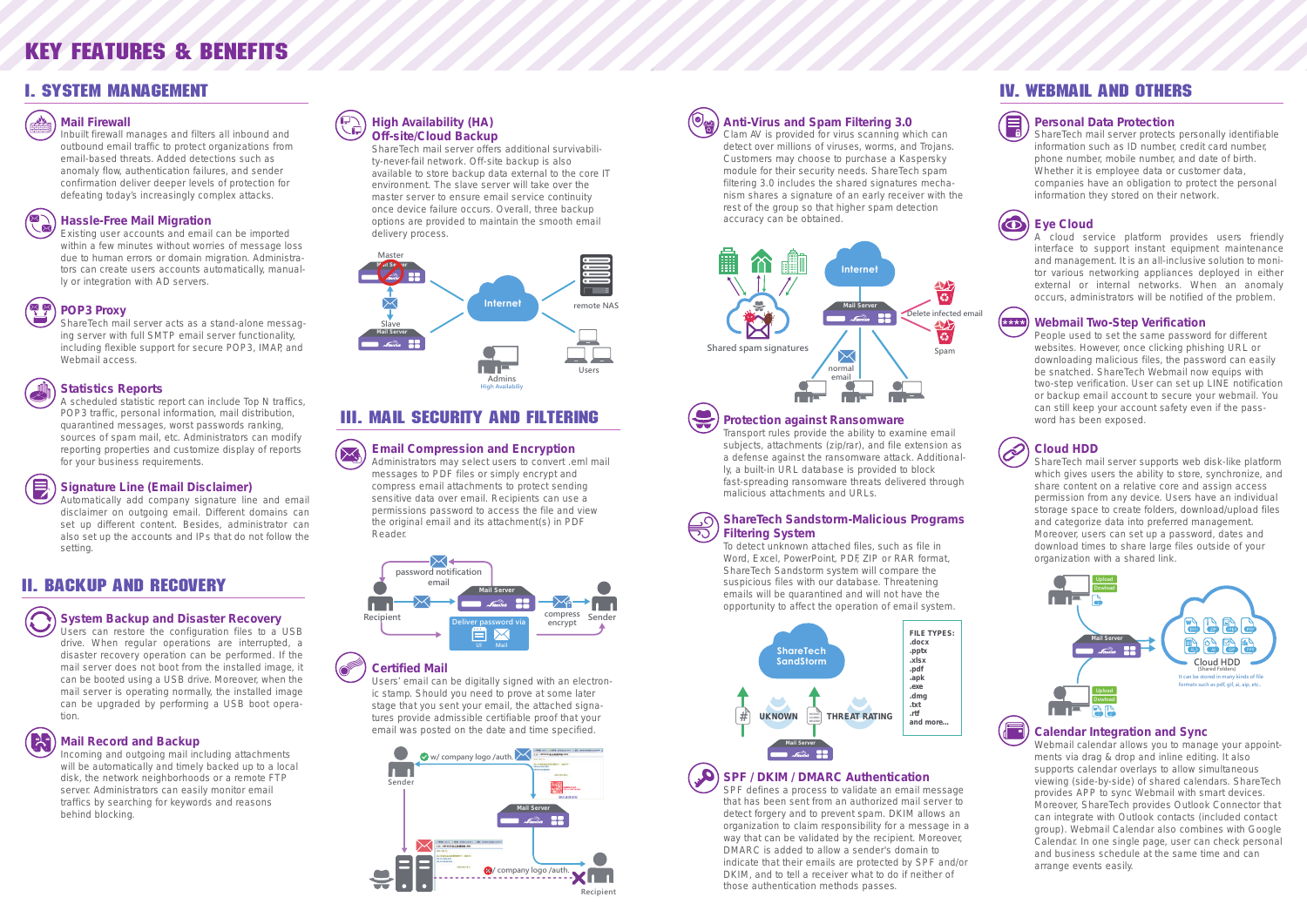# KEY FEATURES & BENEFITS

## I. SYSTEM MANAGEMENT

### Mail Firewall

Inbuilt firewall manages and filters all inbound and outbound email traffic to protect organizations from email-based threats. Added detections such as anomaly flow, authentication failures, and sender confirmation deliver deeper levels of protection for defeating today's increasingly complex attacks.

### Hassle-Free Mail Migration

Existing user accounts and email can be imported within a few minutes without worries of message loss due to human errors or domain migration. Administrators can create users accounts automatically, manually or integration with AD servers.

### POP3 Proxy

ShareTech mail server acts as a stand-alone messaging server with full SMTP email server functionality, including flexible support for secure POP3, IMAP, and Webmail access.

### Statistics Reports

A scheduled statistic report can include Top N traffics, POP3 traffic, personal information, mail distribution, quarantined messages, worst passwords ranking, sources of spam mail, etc. Administrators can modify reporting properties and customize display of reports for your business requirements.

### Signature Line (Email Disclaimer)

Automatically add company signature line and email disclaimer on outgoing email. Different domains can set up different content. Besides, administrator can also set up the accounts and IPs that do not follow the setting.

## II. BACKUP AND RECOVERY

### System Backup and Disaster Recovery

Users can restore the configuration files to a USB drive. When regular operations are interrupted, a disaster recovery operation can be performed. If the mail server does not boot from the installed image, it can be booted using a USB drive. Moreover, when the mail server is operating normally, the installed image can be upgraded by performing a USB boot operation.

### Mail Record and Backup

Incoming and outgoing mail including attachments will be automatically and timely backed up to a local disk, the network neighborhoods or a remote FTP server. Administrators can easily monitor email traffics by searching for keywords and reasons behind blocking.

### High Availability (HA) Off-site/Cloud Backup

ShareTech mail server offers additional survivability-never-fail network. Off-site backup is also available to store backup data external to the core IT environment. The slave server will take over the master server to ensure email service continuity once device failure occurs. Overall, three backup options are provided to maintain the smooth email delivery process.

Master
Mail Server
Slave
Mail Server
Internet
remote NAS
Admins
High Availability
Users

## III. MAIL SECURITY AND FILTERING

### Email Compression and Encryption

Administrators may select users to convert .eml mail messages to PDF files or simply encrypt and compress email attachments to protect sending sensitive data over email. Recipients can use a permissions password to access the file and view the original email and its attachment(s) in PDF Reader.

password notification email
Mail Server
Recipient
compress encrypt
Sender
Deliver password via
UI
Mail

### Certified Mail

Users' email can be digitally signed with an electronic stamp. Should you need to prove at some later stage that you sent your email, the attached signatures provide admissible certifiable proof that your email was posted on the date and time specified.

Sender
w/ company logo /auth.
Mail Server
w/ company logo /auth.
Recipient

### Anti-Virus and Spam Filtering 3.0

Clam AV is provided for virus scanning which can detect over millions of viruses, worms, and Trojans. Customers may choose to purchase a Kaspersky module for their security needs. ShareTech spam filtering 3.0 includes the shared signatures mechanism shares a signature of an early receiver with the rest of the group so that higher spam detection accuracy can be obtained.

Internet
Mail Server
Delete infected email
Shared spam signatures
Spam
normal email

### Protection against Ransomware

Transport rules provide the ability to examine email subjects, attachments (zip/rar), and file extension as a defense against the ransomware attack. Additionally, a built-in URL database is provided to block fast-spreading ransomware threats delivered through malicious attachments and URLs.

### ShareTech Sandstorm-Malicious Programs Filtering System

To detect unknown attached files, such as file in Word, Excel, PowerPoint, PDF, ZIP or RAR format, ShareTech Sandstorm system will compare the suspicious files with our database. Threatening emails will be quarantined and will not have the opportunity to affect the operation of email system.

ShareTech SandStorm
UNKNOWN
THREAT RATING
Mail Server
FILE TYPES:
.docx
.pptx
.xlsx
.pdf
.apk
.exe
.dmg
.txt
.rtf
and more...

### SPF / DKIM / DMARC Authentication

SPF defines a process to validate an email message that has been sent from an authorized mail server to detect forgery and to prevent spam. DKIM allows an organization to claim responsibility for a message in a way that can be validated by the recipient. Moreover, DMARC is added to allow a sender's domain to indicate that their emails are protected by SPF and/or DKIM, and to tell a receiver what to do if neither of those authentication methods passes.

## IV. WEBMAIL AND OTHERS

### Personal Data Protection

ShareTech mail server protects personally identifiable information such as ID number, credit card number, phone number, mobile number, and date of birth. Whether it is employee data or customer data, companies have an obligation to protect the personal information they stored on their network.

### Eye Cloud

A cloud service platform provides users friendly interface to support instant equipment maintenance and management. It is an all-inclusive solution to monitor various networking appliances deployed in either external or internal networks. When an anomaly occurs, administrators will be notified of the problem.

### Webmail Two-Step Verification

People used to set the same password for different websites. However, once clicking phishing URL or downloading malicious files, the password can easily be snatched. ShareTech Webmail now equips with two-step verification. User can set up LINE notification or backup email account to secure your webmail. You can still keep your account safety even if the password has been exposed.

### Cloud HDD

ShareTech mail server supports web disk-like platform which gives users the ability to store, synchronize, and share content on a relative core and assign access permission from any device. Users have an individual storage space to create folders, download/upload files and categorize data into preferred management. Moreover, users can set up a password, dates and download times to share large files outside of your organization with a shared link.

Upload
Download
Mail Server
Cloud HDD
(Shared Folders)
It can be stored in many kinds of file formats such as pdf, gif, xls, zip, etc..
Upload
Download

### Calendar Integration and Sync

Webmail calendar allows you to manage your appointments via drag & drop and inline editing. It also supports calendar overlays to allow simultaneous viewing (side-by-side) of shared calendars. ShareTech provides APP to sync Webmail with smart devices. Moreover, ShareTech provides Outlook Connector that can integrate with Outlook contacts (included contact group). Webmail Calendar also combines with Google Calendar. In one single page, user can check personal and business schedule at the same time and can arrange events easily.